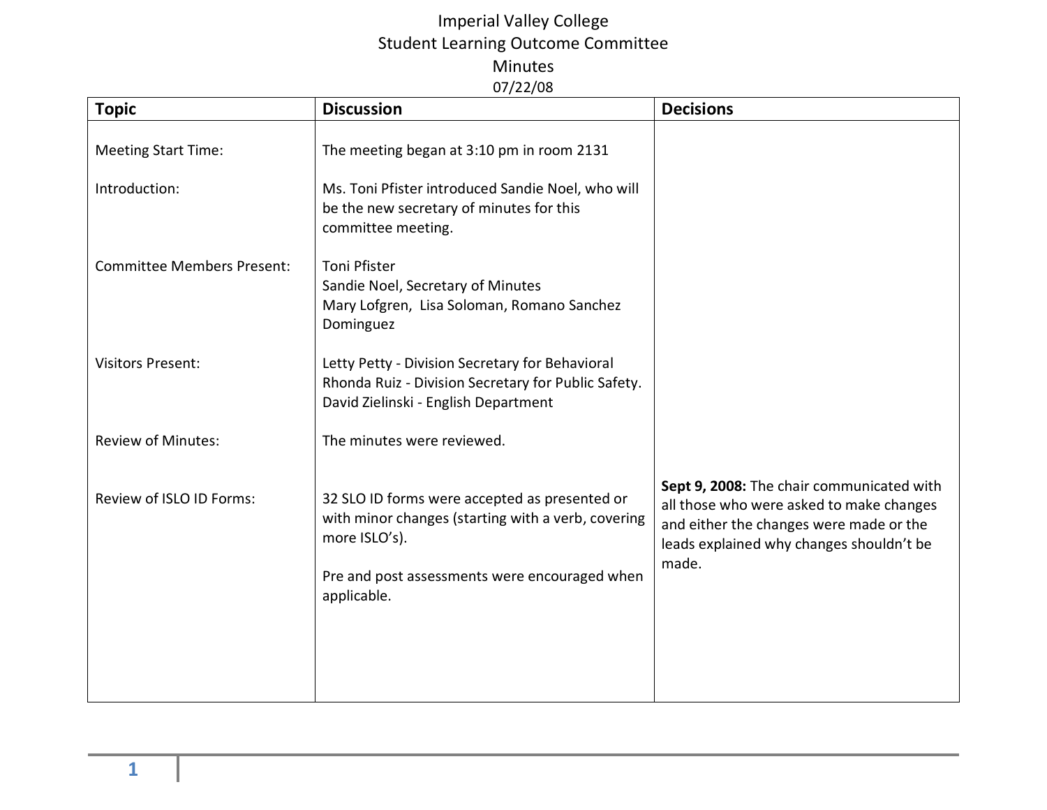# Imperial Valley College
## Student Learning Outcome Committee
## Minutes
07/22/08

| Topic | Discussion | Decisions |
|---|---|---|
| Meeting Start Time: | The meeting began at 3:10 pm in room 2131 | |
| Introduction: | Ms. Toni Pfister introduced Sandie Noel, who will be the new secretary of minutes for this committee meeting. | |
| Committee Members Present: | Toni Pfister<br>Sandie Noel, Secretary of Minutes<br>Mary Lofgren, Lisa Soloman, Romano Sanchez Dominguez | |
| Visitors Present: | Letty Petty - Division Secretary for Behavioral<br>Rhonda Ruiz - Division Secretary for Public Safety.<br>David Zielinski - English Department | |
| Review of Minutes: | The minutes were reviewed. | |
| Review of ISLO ID Forms: | 32 SLO ID forms were accepted as presented or with minor changes (starting with a verb, covering more ISLO's).<br><br>Pre and post assessments were encouraged when applicable. | **Sept 9, 2008:** The chair communicated with all those who were asked to make changes and either the changes were made or the leads explained why changes shouldn't be made. |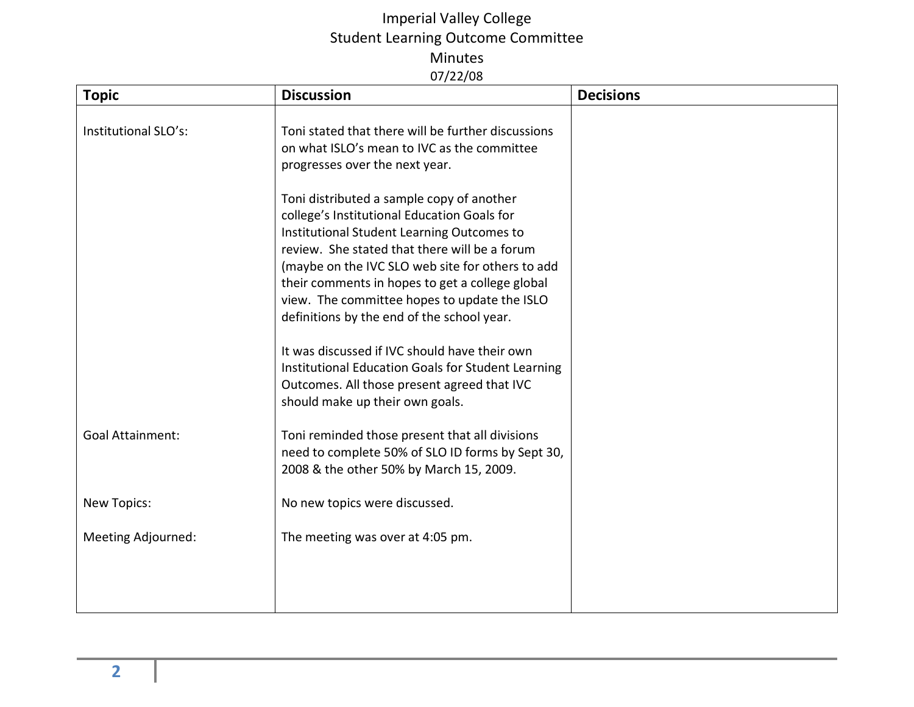Imperial Valley College
Student Learning Outcome Committee
Minutes
07/22/08

| Topic | Discussion | Decisions |
|---|---|---|
| Institutional SLO's: | Toni stated that there will be further discussions on what ISLO's mean to IVC as the committee progresses over the next year.<br><br>Toni distributed a sample copy of another college's Institutional Education Goals for Institutional Student Learning Outcomes to review. She stated that there will be a forum (maybe on the IVC SLO web site for others to add their comments in hopes to get a college global view. The committee hopes to update the ISLO definitions by the end of the school year.<br><br>It was discussed if IVC should have their own Institutional Education Goals for Student Learning Outcomes. All those present agreed that IVC should make up their own goals. | |
| Goal Attainment: | Toni reminded those present that all divisions need to complete 50% of SLO ID forms by Sept 30, 2008 & the other 50% by March 15, 2009. | |
| New Topics: | No new topics were discussed. | |
| Meeting Adjourned: | The meeting was over at 4:05 pm. | |